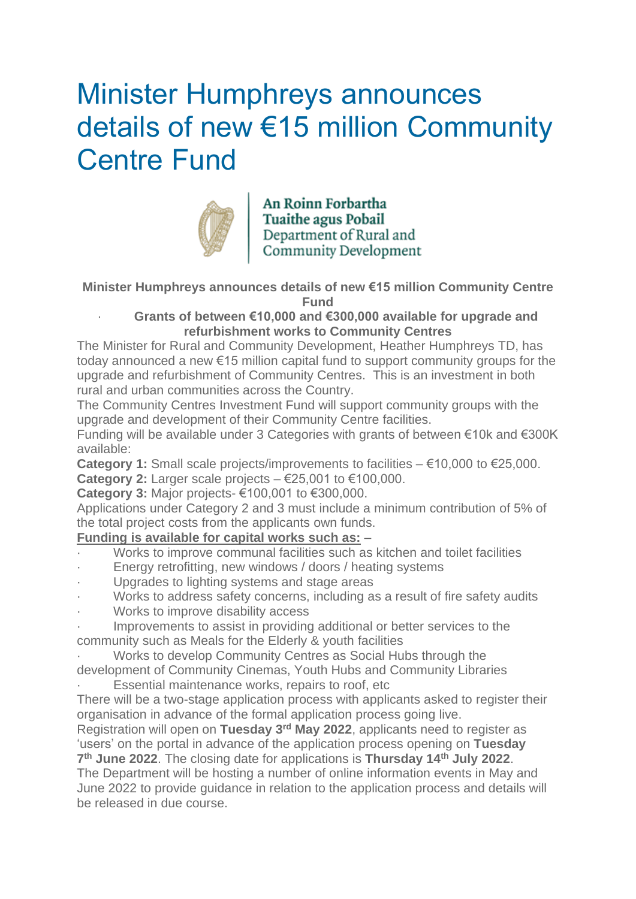# Minister Humphreys announces details of new €15 million Community Centre Fund

An Roinn Forbartha Tuaithe agus Pobail
Department of Rural and Community Development

**Minister Humphreys announces details of new €15 million Community Centre Fund**

- **Grants of between €10,000 and €300,000 available for upgrade and refurbishment works to Community Centres**

The Minister for Rural and Community Development, Heather Humphreys TD, has today announced a new €15 million capital fund to support community groups for the upgrade and refurbishment of Community Centres. This is an investment in both rural and urban communities across the Country.

The Community Centres Investment Fund will support community groups with the upgrade and development of their Community Centre facilities.

Funding will be available under 3 Categories with grants of between €10k and €300K available:

**Category 1:** Small scale projects/improvements to facilities – €10,000 to €25,000.

**Category 2:** Larger scale projects – €25,001 to €100,000.

**Category 3:** Major projects- €100,001 to €300,000.

Applications under Category 2 and 3 must include a minimum contribution of 5% of the total project costs from the applicants own funds.

**Funding is available for capital works such as:** –

- Works to improve communal facilities such as kitchen and toilet facilities
- Energy retrofitting, new windows / doors / heating systems
- Upgrades to lighting systems and stage areas
- Works to address safety concerns, including as a result of fire safety audits
- Works to improve disability access
- Improvements to assist in providing additional or better services to the community such as Meals for the Elderly & youth facilities
- Works to develop Community Centres as Social Hubs through the development of Community Cinemas, Youth Hubs and Community Libraries
- Essential maintenance works, repairs to roof, etc

There will be a two-stage application process with applicants asked to register their organisation in advance of the formal application process going live.

Registration will open on **Tuesday 3rd May 2022**, applicants need to register as 'users' on the portal in advance of the application process opening on **Tuesday 7th June 2022**. The closing date for applications is **Thursday 14th July 2022**.

The Department will be hosting a number of online information events in May and June 2022 to provide guidance in relation to the application process and details will be released in due course.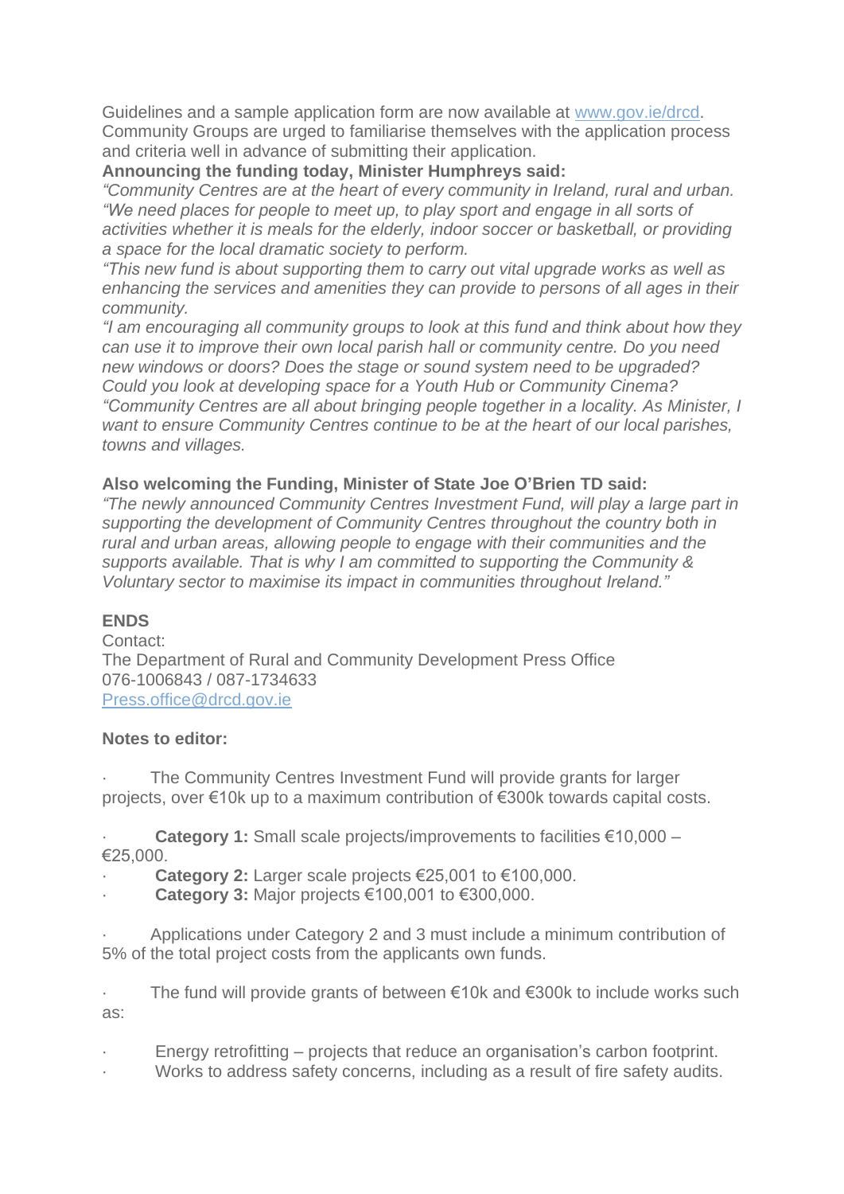Guidelines and a sample application form are now available at [www.gov.ie/drcd](www.gov.ie/drcd). Community Groups are urged to familiarise themselves with the application process and criteria well in advance of submitting their application.

**Announcing the funding today, Minister Humphreys said:**

*"Community Centres are at the heart of every community in Ireland, rural and urban.*

*"We need places for people to meet up, to play sport and engage in all sorts of activities whether it is meals for the elderly, indoor soccer or basketball, or providing a space for the local dramatic society to perform.*

*"This new fund is about supporting them to carry out vital upgrade works as well as enhancing the services and amenities they can provide to persons of all ages in their community.*

*"I am encouraging all community groups to look at this fund and think about how they can use it to improve their own local parish hall or community centre. Do you need new windows or doors? Does the stage or sound system need to be upgraded? Could you look at developing space for a Youth Hub or Community Cinema?*

*"Community Centres are all about bringing people together in a locality. As Minister, I want to ensure Community Centres continue to be at the heart of our local parishes, towns and villages.*

**Also welcoming the Funding, Minister of State Joe O'Brien TD said:**

*"The newly announced Community Centres Investment Fund, will play a large part in supporting the development of Community Centres throughout the country both in rural and urban areas, allowing people to engage with their communities and the supports available. That is why I am committed to supporting the Community & Voluntary sector to maximise its impact in communities throughout Ireland."*

**ENDS**

Contact:
The Department of Rural and Community Development Press Office
076-1006843 / 087-1734633
[Press.office@drcd.gov.ie](mailto:Press.office@drcd.gov.ie)

**Notes to editor:**

- The Community Centres Investment Fund will provide grants for larger projects, over €10k up to a maximum contribution of €300k towards capital costs.

  - **Category 1:** Small scale projects/improvements to facilities €10,000 – €25,000.
  - **Category 2:** Larger scale projects €25,001 to €100,000.
  - **Category 3:** Major projects €100,001 to €300,000.

- Applications under Category 2 and 3 must include a minimum contribution of 5% of the total project costs from the applicants own funds.

- The fund will provide grants of between €10k and €300k to include works such as:

  - Energy retrofitting – projects that reduce an organisation's carbon footprint.
  - Works to address safety concerns, including as a result of fire safety audits.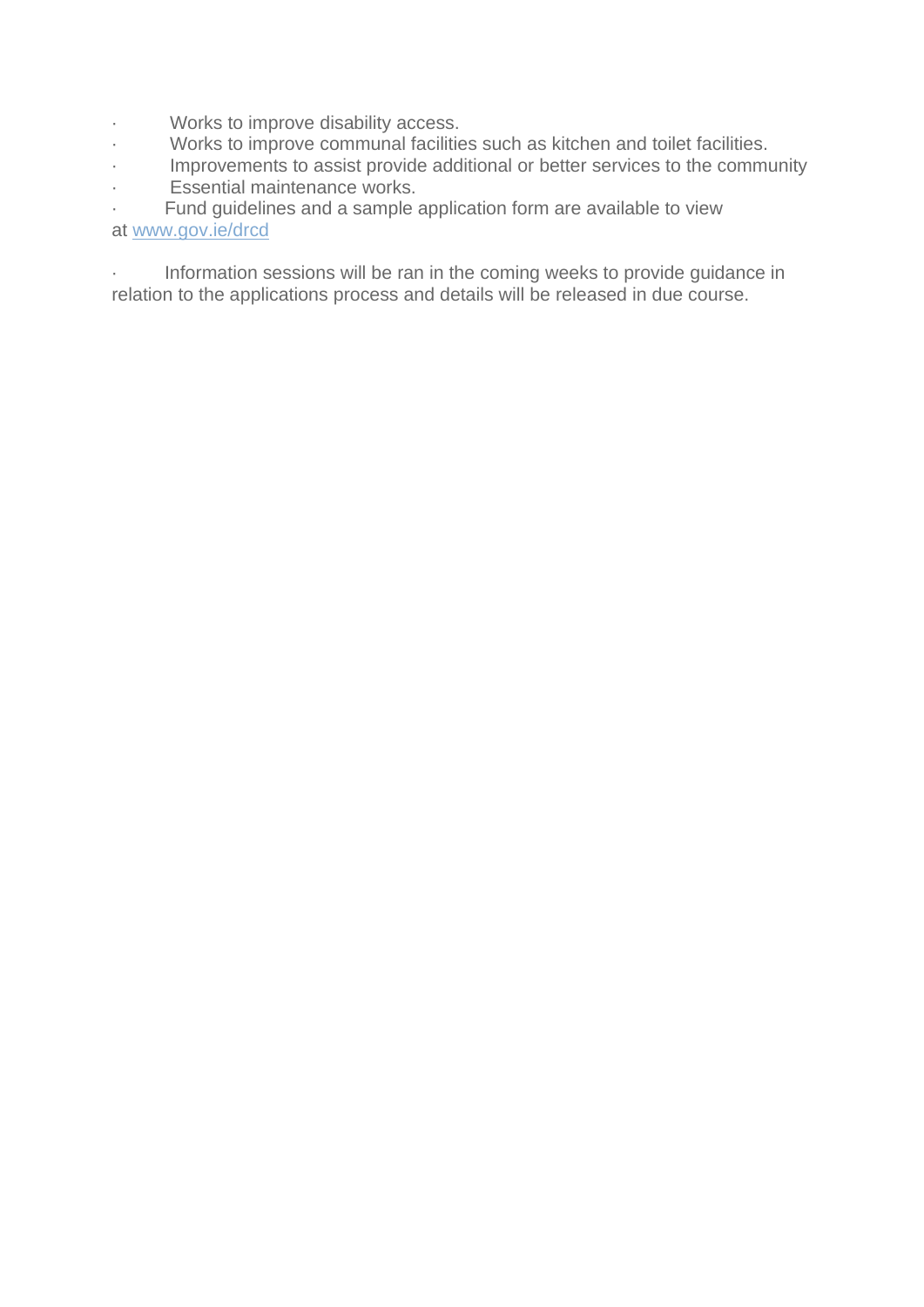- Works to improve disability access.
- Works to improve communal facilities such as kitchen and toilet facilities.
- Improvements to assist provide additional or better services to the community
- Essential maintenance works.
- Fund guidelines and a sample application form are available to view at www.gov.ie/drcd

- Information sessions will be ran in the coming weeks to provide guidance in relation to the applications process and details will be released in due course.